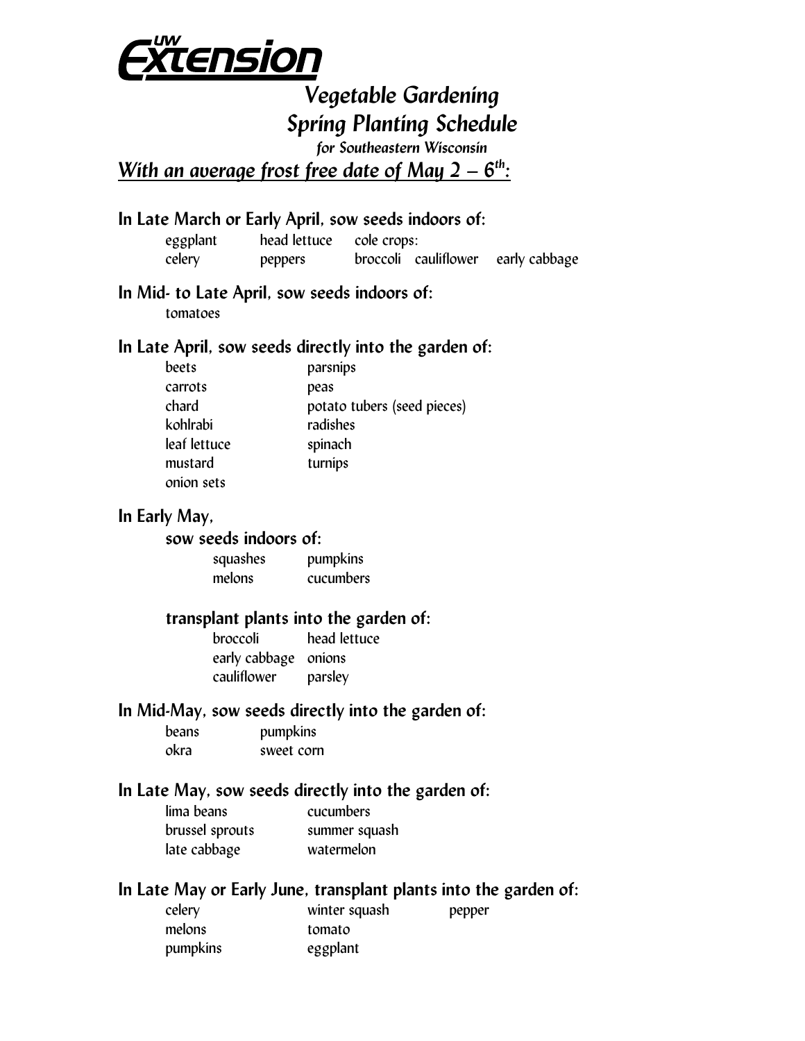# UW Extension

## Vegetable Gardening
## Spring Planting Schedule

*for Southeastern Wisconsin*

***<u>With an average frost free date of May 2 – 6th:</u>***

### In Late March or Early April, sow seeds indoors of:

- eggplant
- celery
- head lettuce
- peppers
- cole crops:
  - broccoli
  - cauliflower
  - early cabbage

### In Mid- to Late April, sow seeds indoors of:

- tomatoes

### In Late April, sow seeds directly into the garden of:

- beets
- carrots
- chard
- kohlrabi
- leaf lettuce
- mustard
- onion sets
- parsnips
- peas
- potato tubers (seed pieces)
- radishes
- spinach
- turnips

### In Early May,

#### sow seeds indoors of:

- squashes
- melons
- pumpkins
- cucumbers

#### transplant plants into the garden of:

- broccoli
- early cabbage
- cauliflower
- head lettuce
- onions
- parsley

### In Mid-May, sow seeds directly into the garden of:

- beans
- okra
- pumpkins
- sweet corn

### In Late May, sow seeds directly into the garden of:

- lima beans
- brussel sprouts
- late cabbage
- cucumbers
- summer squash
- watermelon

### In Late May or Early June, transplant plants into the garden of:

- celery
- melons
- pumpkins
- winter squash
- tomato
- eggplant
- pepper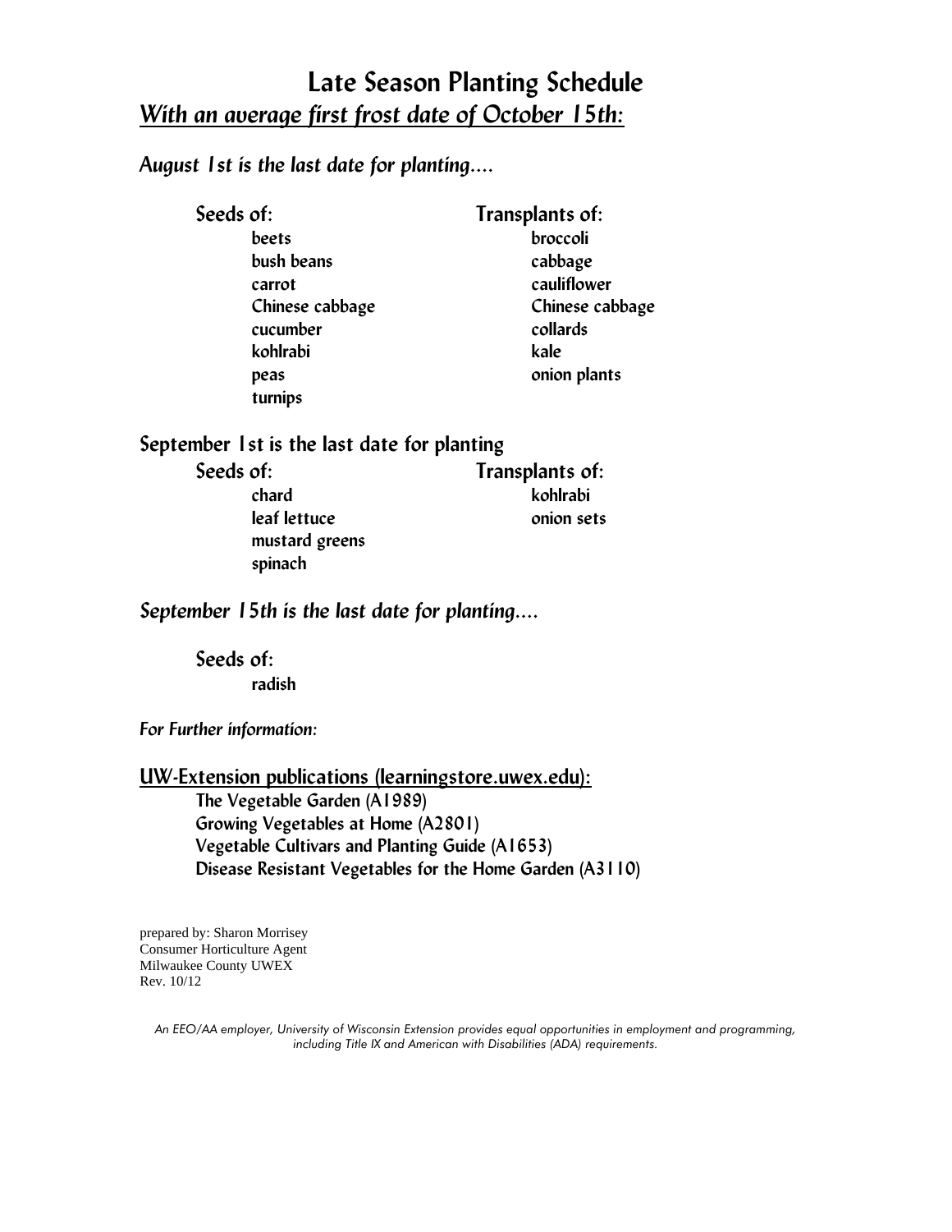# Late Season Planting Schedule

## *With an average first frost date of October 15th:*

*August 1st is the last date for planting....*

**Seeds of:**
- beets
- bush beans
- carrot
- Chinese cabbage
- cucumber
- kohlrabi
- peas
- turnips

**Transplants of:**
- broccoli
- cabbage
- cauliflower
- Chinese cabbage
- collards
- kale
- onion plants

**September 1st is the last date for planting**

**Seeds of:**
- chard
- leaf lettuce
- mustard greens
- spinach

**Transplants of:**
- kohlrabi
- onion sets

*September 15th is the last date for planting....*

**Seeds of:**
- radish

*For Further information:*

**UW-Extension publications (learningstore.uwex.edu):**

The Vegetable Garden (A1989)
Growing Vegetables at Home (A2801)
Vegetable Cultivars and Planting Guide (A1653)
Disease Resistant Vegetables for the Home Garden (A3110)

prepared by: Sharon Morrisey
Consumer Horticulture Agent
Milwaukee County UWEX
Rev. 10/12

*An EEO/AA employer, University of Wisconsin Extension provides equal opportunities in employment and programming, including Title IX and American with Disabilities (ADA) requirements.*